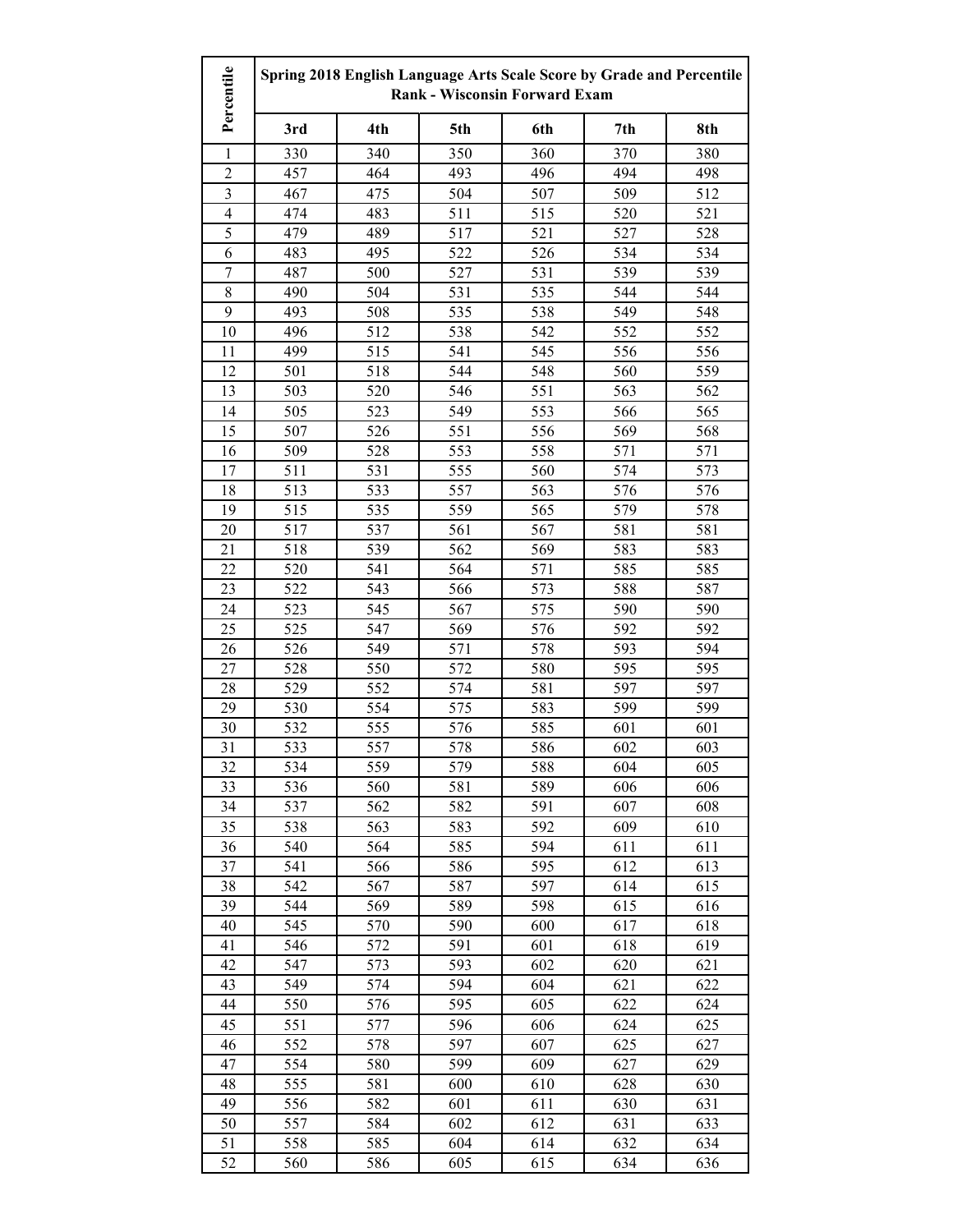| Percentile | Spring 2018 English Language Arts Scale Score by Grade and Percentile Rank - Wisconsin Forward Exam | | | | | |
|---|---|---|---|---|---|---|
| | 3rd | 4th | 5th | 6th | 7th | 8th |
| 1 | 330 | 340 | 350 | 360 | 370 | 380 |
| 2 | 457 | 464 | 493 | 496 | 494 | 498 |
| 3 | 467 | 475 | 504 | 507 | 509 | 512 |
| 4 | 474 | 483 | 511 | 515 | 520 | 521 |
| 5 | 479 | 489 | 517 | 521 | 527 | 528 |
| 6 | 483 | 495 | 522 | 526 | 534 | 534 |
| 7 | 487 | 500 | 527 | 531 | 539 | 539 |
| 8 | 490 | 504 | 531 | 535 | 544 | 544 |
| 9 | 493 | 508 | 535 | 538 | 549 | 548 |
| 10 | 496 | 512 | 538 | 542 | 552 | 552 |
| 11 | 499 | 515 | 541 | 545 | 556 | 556 |
| 12 | 501 | 518 | 544 | 548 | 560 | 559 |
| 13 | 503 | 520 | 546 | 551 | 563 | 562 |
| 14 | 505 | 523 | 549 | 553 | 566 | 565 |
| 15 | 507 | 526 | 551 | 556 | 569 | 568 |
| 16 | 509 | 528 | 553 | 558 | 571 | 571 |
| 17 | 511 | 531 | 555 | 560 | 574 | 573 |
| 18 | 513 | 533 | 557 | 563 | 576 | 576 |
| 19 | 515 | 535 | 559 | 565 | 579 | 578 |
| 20 | 517 | 537 | 561 | 567 | 581 | 581 |
| 21 | 518 | 539 | 562 | 569 | 583 | 583 |
| 22 | 520 | 541 | 564 | 571 | 585 | 585 |
| 23 | 522 | 543 | 566 | 573 | 588 | 587 |
| 24 | 523 | 545 | 567 | 575 | 590 | 590 |
| 25 | 525 | 547 | 569 | 576 | 592 | 592 |
| 26 | 526 | 549 | 571 | 578 | 593 | 594 |
| 27 | 528 | 550 | 572 | 580 | 595 | 595 |
| 28 | 529 | 552 | 574 | 581 | 597 | 597 |
| 29 | 530 | 554 | 575 | 583 | 599 | 599 |
| 30 | 532 | 555 | 576 | 585 | 601 | 601 |
| 31 | 533 | 557 | 578 | 586 | 602 | 603 |
| 32 | 534 | 559 | 579 | 588 | 604 | 605 |
| 33 | 536 | 560 | 581 | 589 | 606 | 606 |
| 34 | 537 | 562 | 582 | 591 | 607 | 608 |
| 35 | 538 | 563 | 583 | 592 | 609 | 610 |
| 36 | 540 | 564 | 585 | 594 | 611 | 611 |
| 37 | 541 | 566 | 586 | 595 | 612 | 613 |
| 38 | 542 | 567 | 587 | 597 | 614 | 615 |
| 39 | 544 | 569 | 589 | 598 | 615 | 616 |
| 40 | 545 | 570 | 590 | 600 | 617 | 618 |
| 41 | 546 | 572 | 591 | 601 | 618 | 619 |
| 42 | 547 | 573 | 593 | 602 | 620 | 621 |
| 43 | 549 | 574 | 594 | 604 | 621 | 622 |
| 44 | 550 | 576 | 595 | 605 | 622 | 624 |
| 45 | 551 | 577 | 596 | 606 | 624 | 625 |
| 46 | 552 | 578 | 597 | 607 | 625 | 627 |
| 47 | 554 | 580 | 599 | 609 | 627 | 629 |
| 48 | 555 | 581 | 600 | 610 | 628 | 630 |
| 49 | 556 | 582 | 601 | 611 | 630 | 631 |
| 50 | 557 | 584 | 602 | 612 | 631 | 633 |
| 51 | 558 | 585 | 604 | 614 | 632 | 634 |
| 52 | 560 | 586 | 605 | 615 | 634 | 636 |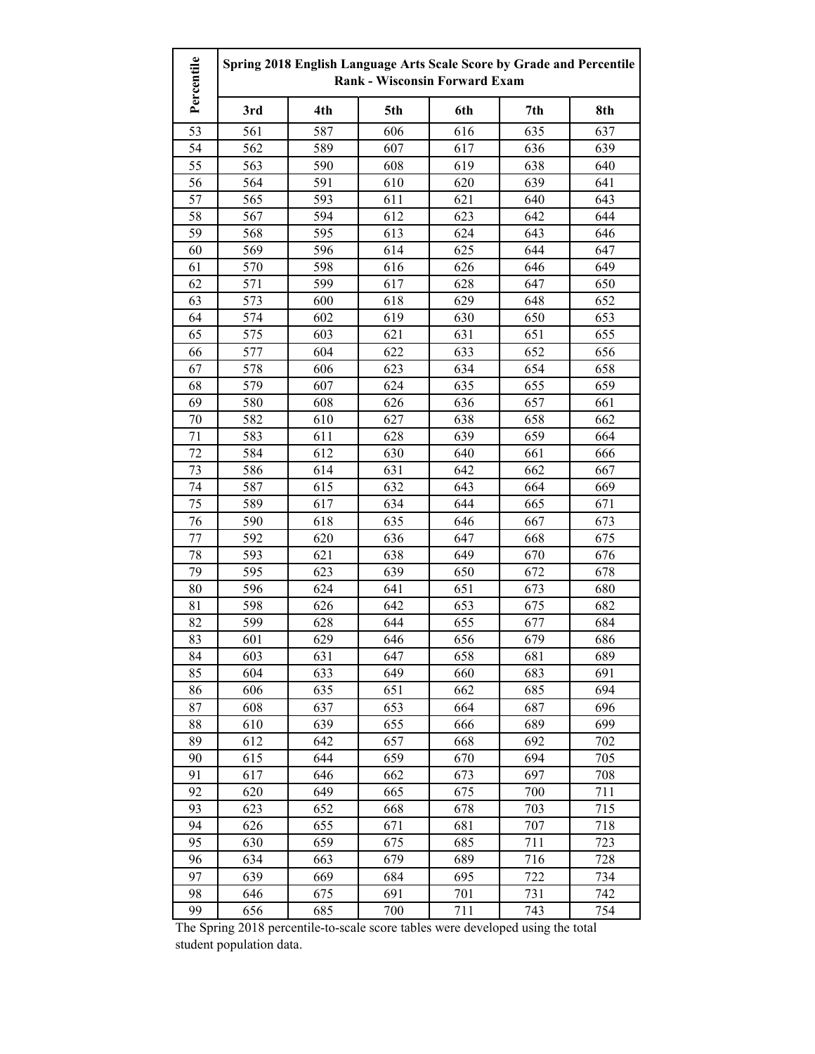| Percentile | Spring 2018 English Language Arts Scale Score by Grade and Percentile Rank - Wisconsin Forward Exam | | | | | |
|---|---|---|---|---|---|---|
| | 3rd | 4th | 5th | 6th | 7th | 8th |
| 53 | 561 | 587 | 606 | 616 | 635 | 637 |
| 54 | 562 | 589 | 607 | 617 | 636 | 639 |
| 55 | 563 | 590 | 608 | 619 | 638 | 640 |
| 56 | 564 | 591 | 610 | 620 | 639 | 641 |
| 57 | 565 | 593 | 611 | 621 | 640 | 643 |
| 58 | 567 | 594 | 612 | 623 | 642 | 644 |
| 59 | 568 | 595 | 613 | 624 | 643 | 646 |
| 60 | 569 | 596 | 614 | 625 | 644 | 647 |
| 61 | 570 | 598 | 616 | 626 | 646 | 649 |
| 62 | 571 | 599 | 617 | 628 | 647 | 650 |
| 63 | 573 | 600 | 618 | 629 | 648 | 652 |
| 64 | 574 | 602 | 619 | 630 | 650 | 653 |
| 65 | 575 | 603 | 621 | 631 | 651 | 655 |
| 66 | 577 | 604 | 622 | 633 | 652 | 656 |
| 67 | 578 | 606 | 623 | 634 | 654 | 658 |
| 68 | 579 | 607 | 624 | 635 | 655 | 659 |
| 69 | 580 | 608 | 626 | 636 | 657 | 661 |
| 70 | 582 | 610 | 627 | 638 | 658 | 662 |
| 71 | 583 | 611 | 628 | 639 | 659 | 664 |
| 72 | 584 | 612 | 630 | 640 | 661 | 666 |
| 73 | 586 | 614 | 631 | 642 | 662 | 667 |
| 74 | 587 | 615 | 632 | 643 | 664 | 669 |
| 75 | 589 | 617 | 634 | 644 | 665 | 671 |
| 76 | 590 | 618 | 635 | 646 | 667 | 673 |
| 77 | 592 | 620 | 636 | 647 | 668 | 675 |
| 78 | 593 | 621 | 638 | 649 | 670 | 676 |
| 79 | 595 | 623 | 639 | 650 | 672 | 678 |
| 80 | 596 | 624 | 641 | 651 | 673 | 680 |
| 81 | 598 | 626 | 642 | 653 | 675 | 682 |
| 82 | 599 | 628 | 644 | 655 | 677 | 684 |
| 83 | 601 | 629 | 646 | 656 | 679 | 686 |
| 84 | 603 | 631 | 647 | 658 | 681 | 689 |
| 85 | 604 | 633 | 649 | 660 | 683 | 691 |
| 86 | 606 | 635 | 651 | 662 | 685 | 694 |
| 87 | 608 | 637 | 653 | 664 | 687 | 696 |
| 88 | 610 | 639 | 655 | 666 | 689 | 699 |
| 89 | 612 | 642 | 657 | 668 | 692 | 702 |
| 90 | 615 | 644 | 659 | 670 | 694 | 705 |
| 91 | 617 | 646 | 662 | 673 | 697 | 708 |
| 92 | 620 | 649 | 665 | 675 | 700 | 711 |
| 93 | 623 | 652 | 668 | 678 | 703 | 715 |
| 94 | 626 | 655 | 671 | 681 | 707 | 718 |
| 95 | 630 | 659 | 675 | 685 | 711 | 723 |
| 96 | 634 | 663 | 679 | 689 | 716 | 728 |
| 97 | 639 | 669 | 684 | 695 | 722 | 734 |
| 98 | 646 | 675 | 691 | 701 | 731 | 742 |
| 99 | 656 | 685 | 700 | 711 | 743 | 754 |

The Spring 2018 percentile-to-scale score tables were developed using the total student population data.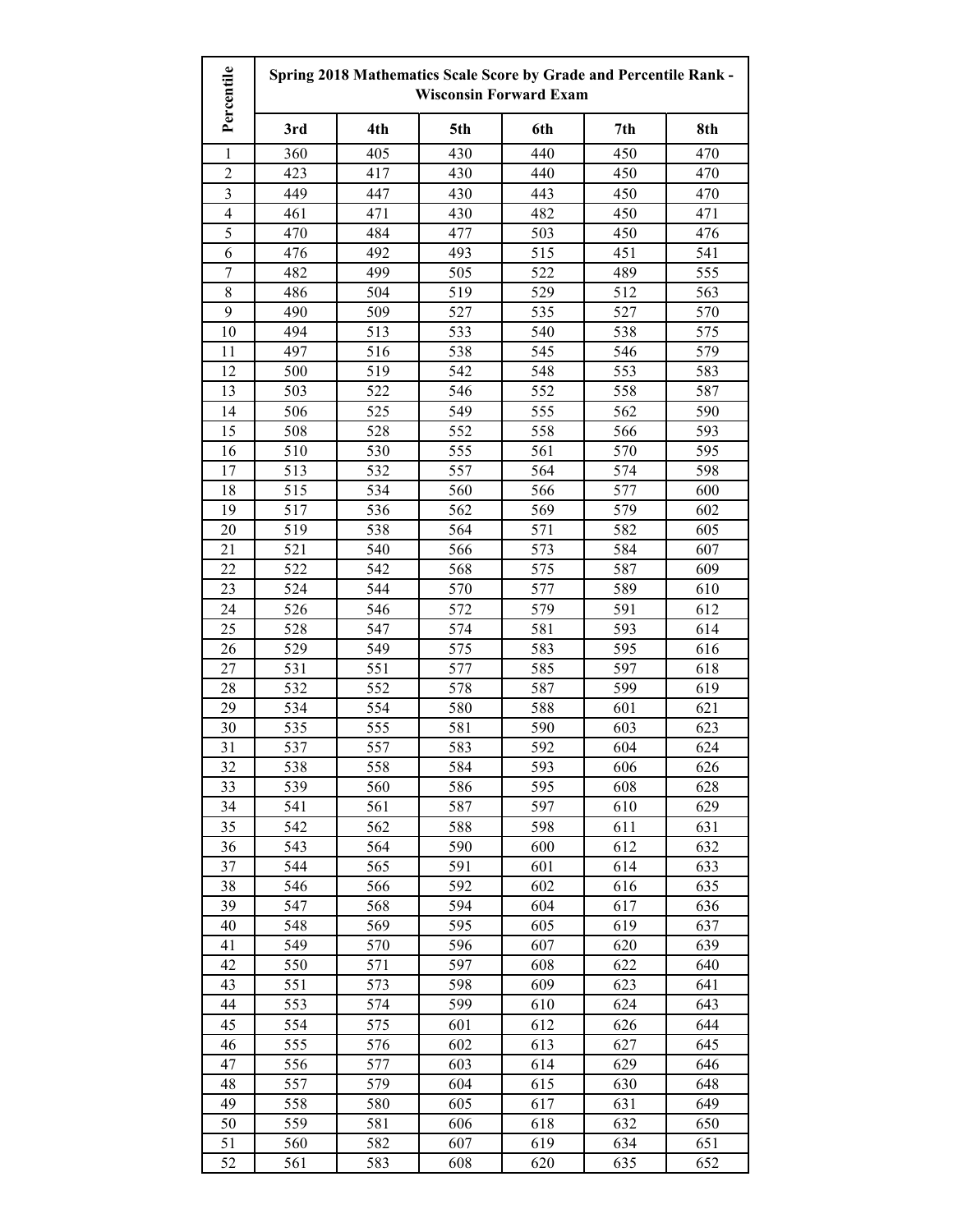| Percentile | Spring 2018 Mathematics Scale Score by Grade and Percentile Rank - Wisconsin Forward Exam | | | | | |
|---|---|---|---|---|---|---|
| | 3rd | 4th | 5th | 6th | 7th | 8th |
| 1 | 360 | 405 | 430 | 440 | 450 | 470 |
| 2 | 423 | 417 | 430 | 440 | 450 | 470 |
| 3 | 449 | 447 | 430 | 443 | 450 | 470 |
| 4 | 461 | 471 | 430 | 482 | 450 | 471 |
| 5 | 470 | 484 | 477 | 503 | 450 | 476 |
| 6 | 476 | 492 | 493 | 515 | 451 | 541 |
| 7 | 482 | 499 | 505 | 522 | 489 | 555 |
| 8 | 486 | 504 | 519 | 529 | 512 | 563 |
| 9 | 490 | 509 | 527 | 535 | 527 | 570 |
| 10 | 494 | 513 | 533 | 540 | 538 | 575 |
| 11 | 497 | 516 | 538 | 545 | 546 | 579 |
| 12 | 500 | 519 | 542 | 548 | 553 | 583 |
| 13 | 503 | 522 | 546 | 552 | 558 | 587 |
| 14 | 506 | 525 | 549 | 555 | 562 | 590 |
| 15 | 508 | 528 | 552 | 558 | 566 | 593 |
| 16 | 510 | 530 | 555 | 561 | 570 | 595 |
| 17 | 513 | 532 | 557 | 564 | 574 | 598 |
| 18 | 515 | 534 | 560 | 566 | 577 | 600 |
| 19 | 517 | 536 | 562 | 569 | 579 | 602 |
| 20 | 519 | 538 | 564 | 571 | 582 | 605 |
| 21 | 521 | 540 | 566 | 573 | 584 | 607 |
| 22 | 522 | 542 | 568 | 575 | 587 | 609 |
| 23 | 524 | 544 | 570 | 577 | 589 | 610 |
| 24 | 526 | 546 | 572 | 579 | 591 | 612 |
| 25 | 528 | 547 | 574 | 581 | 593 | 614 |
| 26 | 529 | 549 | 575 | 583 | 595 | 616 |
| 27 | 531 | 551 | 577 | 585 | 597 | 618 |
| 28 | 532 | 552 | 578 | 587 | 599 | 619 |
| 29 | 534 | 554 | 580 | 588 | 601 | 621 |
| 30 | 535 | 555 | 581 | 590 | 603 | 623 |
| 31 | 537 | 557 | 583 | 592 | 604 | 624 |
| 32 | 538 | 558 | 584 | 593 | 606 | 626 |
| 33 | 539 | 560 | 586 | 595 | 608 | 628 |
| 34 | 541 | 561 | 587 | 597 | 610 | 629 |
| 35 | 542 | 562 | 588 | 598 | 611 | 631 |
| 36 | 543 | 564 | 590 | 600 | 612 | 632 |
| 37 | 544 | 565 | 591 | 601 | 614 | 633 |
| 38 | 546 | 566 | 592 | 602 | 616 | 635 |
| 39 | 547 | 568 | 594 | 604 | 617 | 636 |
| 40 | 548 | 569 | 595 | 605 | 619 | 637 |
| 41 | 549 | 570 | 596 | 607 | 620 | 639 |
| 42 | 550 | 571 | 597 | 608 | 622 | 640 |
| 43 | 551 | 573 | 598 | 609 | 623 | 641 |
| 44 | 553 | 574 | 599 | 610 | 624 | 643 |
| 45 | 554 | 575 | 601 | 612 | 626 | 644 |
| 46 | 555 | 576 | 602 | 613 | 627 | 645 |
| 47 | 556 | 577 | 603 | 614 | 629 | 646 |
| 48 | 557 | 579 | 604 | 615 | 630 | 648 |
| 49 | 558 | 580 | 605 | 617 | 631 | 649 |
| 50 | 559 | 581 | 606 | 618 | 632 | 650 |
| 51 | 560 | 582 | 607 | 619 | 634 | 651 |
| 52 | 561 | 583 | 608 | 620 | 635 | 652 |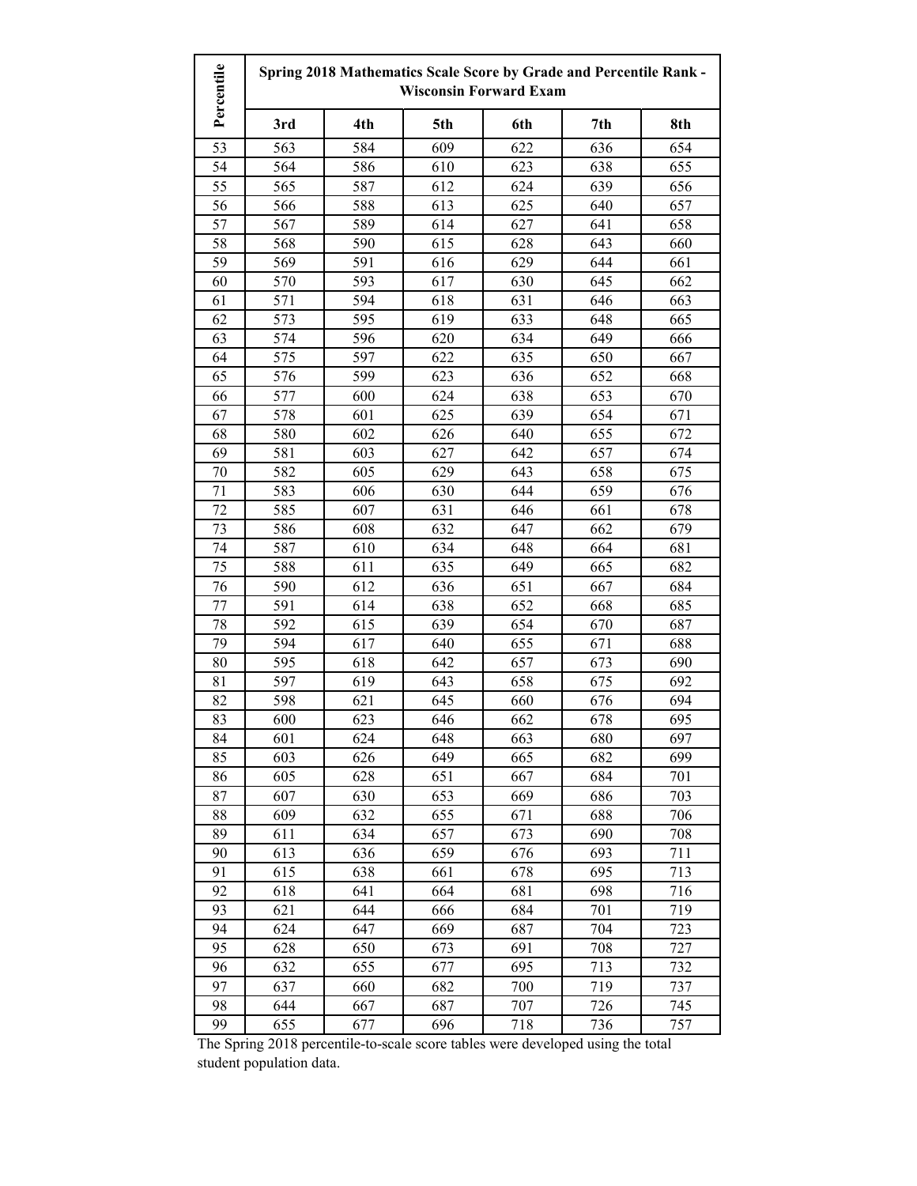| Percentile | Spring 2018 Mathematics Scale Score by Grade and Percentile Rank - Wisconsin Forward Exam | | | | | |
|---|---|---|---|---|---|---|
| | 3rd | 4th | 5th | 6th | 7th | 8th |
| 53 | 563 | 584 | 609 | 622 | 636 | 654 |
| 54 | 564 | 586 | 610 | 623 | 638 | 655 |
| 55 | 565 | 587 | 612 | 624 | 639 | 656 |
| 56 | 566 | 588 | 613 | 625 | 640 | 657 |
| 57 | 567 | 589 | 614 | 627 | 641 | 658 |
| 58 | 568 | 590 | 615 | 628 | 643 | 660 |
| 59 | 569 | 591 | 616 | 629 | 644 | 661 |
| 60 | 570 | 593 | 617 | 630 | 645 | 662 |
| 61 | 571 | 594 | 618 | 631 | 646 | 663 |
| 62 | 573 | 595 | 619 | 633 | 648 | 665 |
| 63 | 574 | 596 | 620 | 634 | 649 | 666 |
| 64 | 575 | 597 | 622 | 635 | 650 | 667 |
| 65 | 576 | 599 | 623 | 636 | 652 | 668 |
| 66 | 577 | 600 | 624 | 638 | 653 | 670 |
| 67 | 578 | 601 | 625 | 639 | 654 | 671 |
| 68 | 580 | 602 | 626 | 640 | 655 | 672 |
| 69 | 581 | 603 | 627 | 642 | 657 | 674 |
| 70 | 582 | 605 | 629 | 643 | 658 | 675 |
| 71 | 583 | 606 | 630 | 644 | 659 | 676 |
| 72 | 585 | 607 | 631 | 646 | 661 | 678 |
| 73 | 586 | 608 | 632 | 647 | 662 | 679 |
| 74 | 587 | 610 | 634 | 648 | 664 | 681 |
| 75 | 588 | 611 | 635 | 649 | 665 | 682 |
| 76 | 590 | 612 | 636 | 651 | 667 | 684 |
| 77 | 591 | 614 | 638 | 652 | 668 | 685 |
| 78 | 592 | 615 | 639 | 654 | 670 | 687 |
| 79 | 594 | 617 | 640 | 655 | 671 | 688 |
| 80 | 595 | 618 | 642 | 657 | 673 | 690 |
| 81 | 597 | 619 | 643 | 658 | 675 | 692 |
| 82 | 598 | 621 | 645 | 660 | 676 | 694 |
| 83 | 600 | 623 | 646 | 662 | 678 | 695 |
| 84 | 601 | 624 | 648 | 663 | 680 | 697 |
| 85 | 603 | 626 | 649 | 665 | 682 | 699 |
| 86 | 605 | 628 | 651 | 667 | 684 | 701 |
| 87 | 607 | 630 | 653 | 669 | 686 | 703 |
| 88 | 609 | 632 | 655 | 671 | 688 | 706 |
| 89 | 611 | 634 | 657 | 673 | 690 | 708 |
| 90 | 613 | 636 | 659 | 676 | 693 | 711 |
| 91 | 615 | 638 | 661 | 678 | 695 | 713 |
| 92 | 618 | 641 | 664 | 681 | 698 | 716 |
| 93 | 621 | 644 | 666 | 684 | 701 | 719 |
| 94 | 624 | 647 | 669 | 687 | 704 | 723 |
| 95 | 628 | 650 | 673 | 691 | 708 | 727 |
| 96 | 632 | 655 | 677 | 695 | 713 | 732 |
| 97 | 637 | 660 | 682 | 700 | 719 | 737 |
| 98 | 644 | 667 | 687 | 707 | 726 | 745 |
| 99 | 655 | 677 | 696 | 718 | 736 | 757 |

The Spring 2018 percentile-to-scale score tables were developed using the total student population data.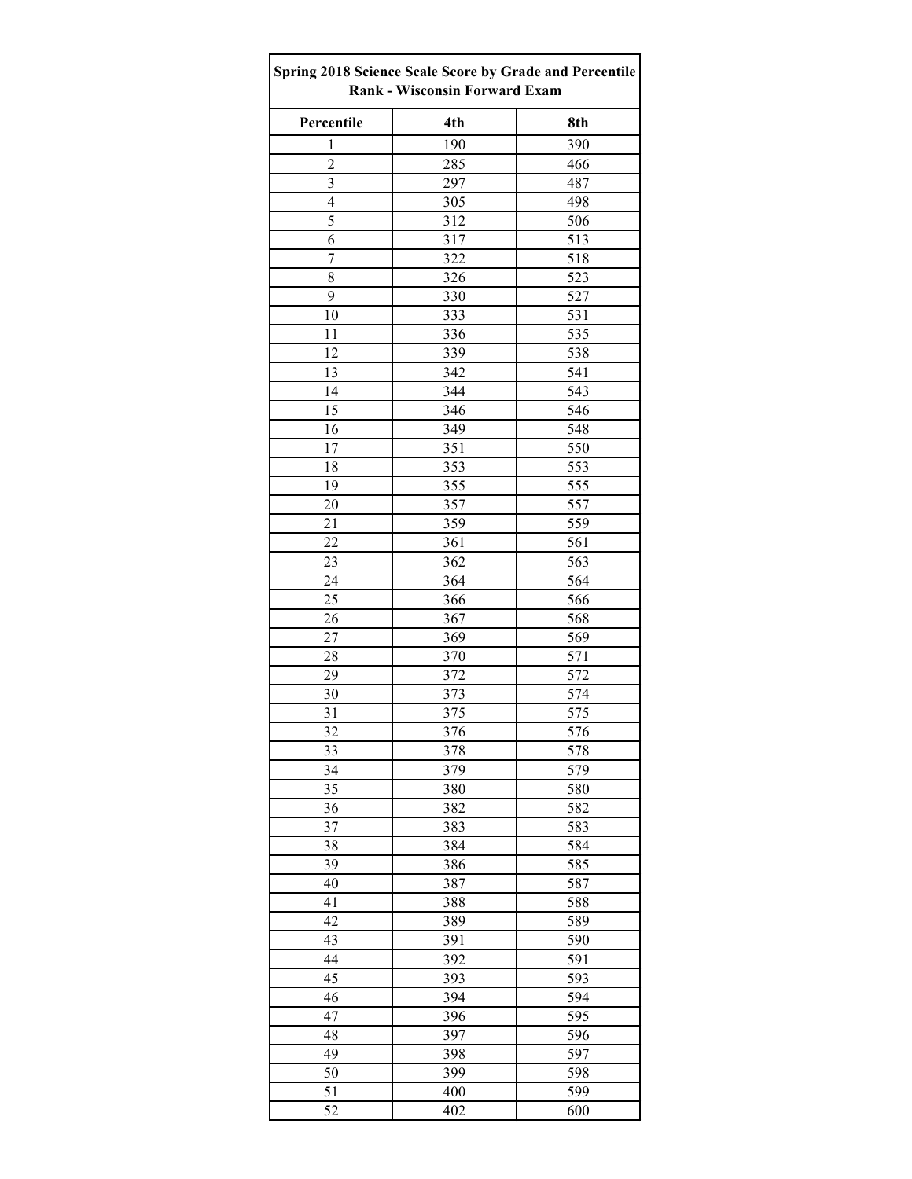| Spring 2018 Science Scale Score by Grade and Percentile Rank - Wisconsin Forward Exam | | |
|---|---|---|
| **Percentile** | **4th** | **8th** |
| 1 | 190 | 390 |
| 2 | 285 | 466 |
| 3 | 297 | 487 |
| 4 | 305 | 498 |
| 5 | 312 | 506 |
| 6 | 317 | 513 |
| 7 | 322 | 518 |
| 8 | 326 | 523 |
| 9 | 330 | 527 |
| 10 | 333 | 531 |
| 11 | 336 | 535 |
| 12 | 339 | 538 |
| 13 | 342 | 541 |
| 14 | 344 | 543 |
| 15 | 346 | 546 |
| 16 | 349 | 548 |
| 17 | 351 | 550 |
| 18 | 353 | 553 |
| 19 | 355 | 555 |
| 20 | 357 | 557 |
| 21 | 359 | 559 |
| 22 | 361 | 561 |
| 23 | 362 | 563 |
| 24 | 364 | 564 |
| 25 | 366 | 566 |
| 26 | 367 | 568 |
| 27 | 369 | 569 |
| 28 | 370 | 571 |
| 29 | 372 | 572 |
| 30 | 373 | 574 |
| 31 | 375 | 575 |
| 32 | 376 | 576 |
| 33 | 378 | 578 |
| 34 | 379 | 579 |
| 35 | 380 | 580 |
| 36 | 382 | 582 |
| 37 | 383 | 583 |
| 38 | 384 | 584 |
| 39 | 386 | 585 |
| 40 | 387 | 587 |
| 41 | 388 | 588 |
| 42 | 389 | 589 |
| 43 | 391 | 590 |
| 44 | 392 | 591 |
| 45 | 393 | 593 |
| 46 | 394 | 594 |
| 47 | 396 | 595 |
| 48 | 397 | 596 |
| 49 | 398 | 597 |
| 50 | 399 | 598 |
| 51 | 400 | 599 |
| 52 | 402 | 600 |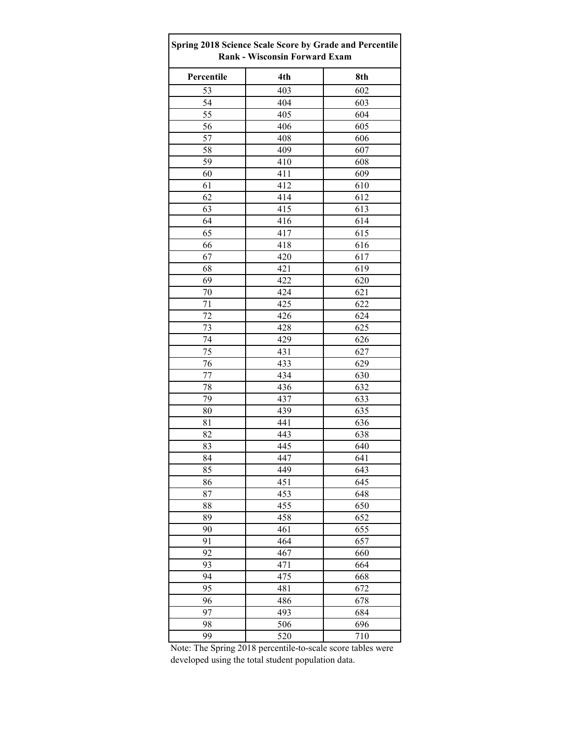| Spring 2018 Science Scale Score by Grade and Percentile Rank - Wisconsin Forward Exam | | |
|---|---|---|
| **Percentile** | **4th** | **8th** |
| 53 | 403 | 602 |
| 54 | 404 | 603 |
| 55 | 405 | 604 |
| 56 | 406 | 605 |
| 57 | 408 | 606 |
| 58 | 409 | 607 |
| 59 | 410 | 608 |
| 60 | 411 | 609 |
| 61 | 412 | 610 |
| 62 | 414 | 612 |
| 63 | 415 | 613 |
| 64 | 416 | 614 |
| 65 | 417 | 615 |
| 66 | 418 | 616 |
| 67 | 420 | 617 |
| 68 | 421 | 619 |
| 69 | 422 | 620 |
| 70 | 424 | 621 |
| 71 | 425 | 622 |
| 72 | 426 | 624 |
| 73 | 428 | 625 |
| 74 | 429 | 626 |
| 75 | 431 | 627 |
| 76 | 433 | 629 |
| 77 | 434 | 630 |
| 78 | 436 | 632 |
| 79 | 437 | 633 |
| 80 | 439 | 635 |
| 81 | 441 | 636 |
| 82 | 443 | 638 |
| 83 | 445 | 640 |
| 84 | 447 | 641 |
| 85 | 449 | 643 |
| 86 | 451 | 645 |
| 87 | 453 | 648 |
| 88 | 455 | 650 |
| 89 | 458 | 652 |
| 90 | 461 | 655 |
| 91 | 464 | 657 |
| 92 | 467 | 660 |
| 93 | 471 | 664 |
| 94 | 475 | 668 |
| 95 | 481 | 672 |
| 96 | 486 | 678 |
| 97 | 493 | 684 |
| 98 | 506 | 696 |
| 99 | 520 | 710 |

Note: The Spring 2018 percentile-to-scale score tables were developed using the total student population data.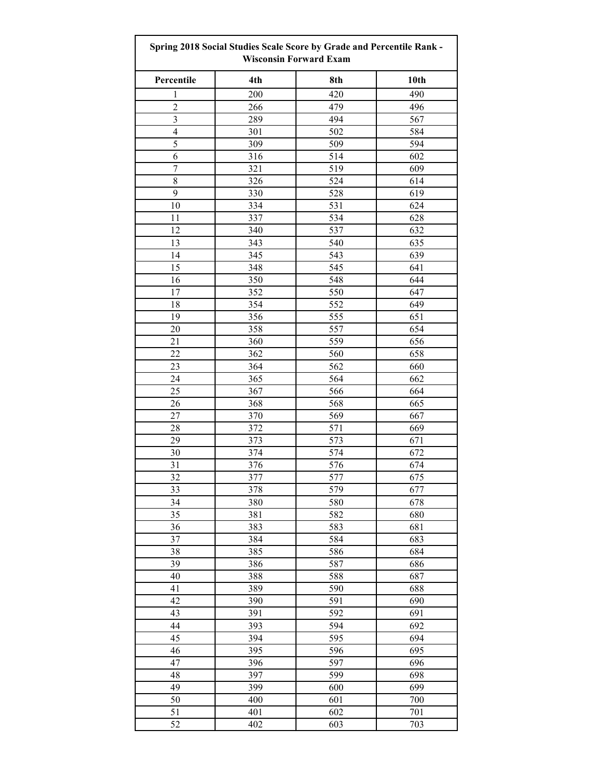| Spring 2018 Social Studies Scale Score by Grade and Percentile Rank - Wisconsin Forward Exam | | | |
|---|---|---|---|
| **Percentile** | **4th** | **8th** | **10th** |
| 1 | 200 | 420 | 490 |
| 2 | 266 | 479 | 496 |
| 3 | 289 | 494 | 567 |
| 4 | 301 | 502 | 584 |
| 5 | 309 | 509 | 594 |
| 6 | 316 | 514 | 602 |
| 7 | 321 | 519 | 609 |
| 8 | 326 | 524 | 614 |
| 9 | 330 | 528 | 619 |
| 10 | 334 | 531 | 624 |
| 11 | 337 | 534 | 628 |
| 12 | 340 | 537 | 632 |
| 13 | 343 | 540 | 635 |
| 14 | 345 | 543 | 639 |
| 15 | 348 | 545 | 641 |
| 16 | 350 | 548 | 644 |
| 17 | 352 | 550 | 647 |
| 18 | 354 | 552 | 649 |
| 19 | 356 | 555 | 651 |
| 20 | 358 | 557 | 654 |
| 21 | 360 | 559 | 656 |
| 22 | 362 | 560 | 658 |
| 23 | 364 | 562 | 660 |
| 24 | 365 | 564 | 662 |
| 25 | 367 | 566 | 664 |
| 26 | 368 | 568 | 665 |
| 27 | 370 | 569 | 667 |
| 28 | 372 | 571 | 669 |
| 29 | 373 | 573 | 671 |
| 30 | 374 | 574 | 672 |
| 31 | 376 | 576 | 674 |
| 32 | 377 | 577 | 675 |
| 33 | 378 | 579 | 677 |
| 34 | 380 | 580 | 678 |
| 35 | 381 | 582 | 680 |
| 36 | 383 | 583 | 681 |
| 37 | 384 | 584 | 683 |
| 38 | 385 | 586 | 684 |
| 39 | 386 | 587 | 686 |
| 40 | 388 | 588 | 687 |
| 41 | 389 | 590 | 688 |
| 42 | 390 | 591 | 690 |
| 43 | 391 | 592 | 691 |
| 44 | 393 | 594 | 692 |
| 45 | 394 | 595 | 694 |
| 46 | 395 | 596 | 695 |
| 47 | 396 | 597 | 696 |
| 48 | 397 | 599 | 698 |
| 49 | 399 | 600 | 699 |
| 50 | 400 | 601 | 700 |
| 51 | 401 | 602 | 701 |
| 52 | 402 | 603 | 703 |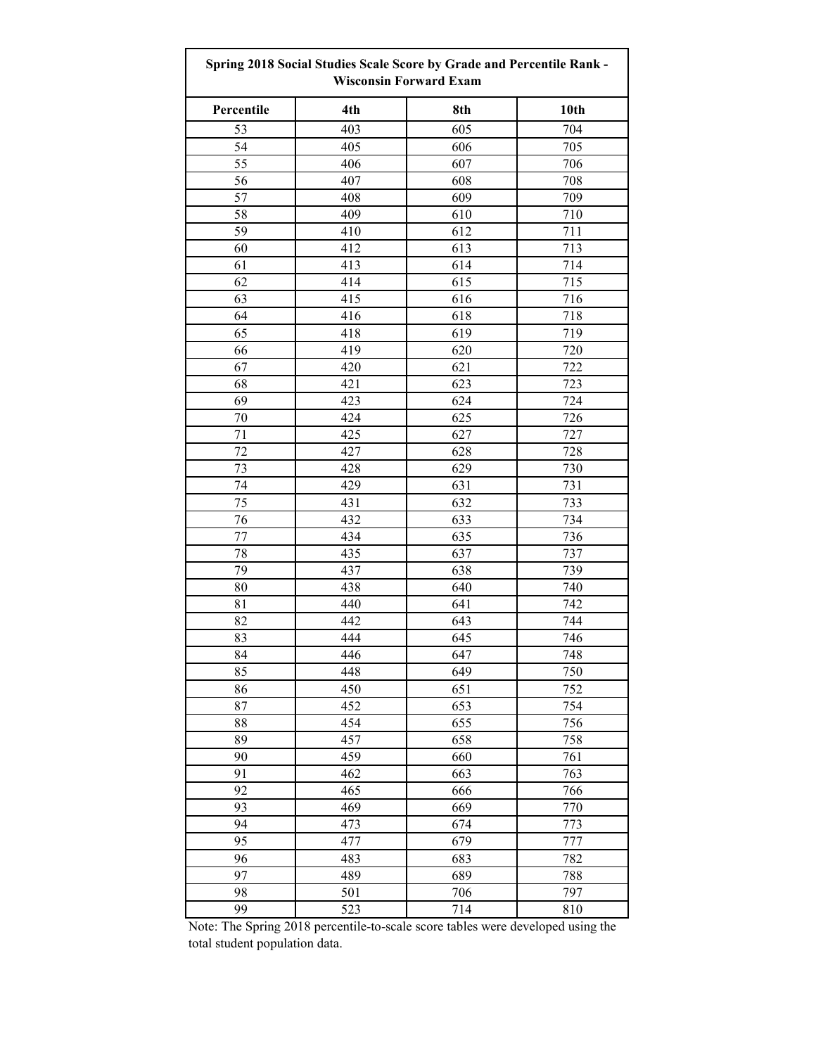| Spring 2018 Social Studies Scale Score by Grade and Percentile Rank - Wisconsin Forward Exam | | | |
|---|---|---|---|
| **Percentile** | **4th** | **8th** | **10th** |
| 53 | 403 | 605 | 704 |
| 54 | 405 | 606 | 705 |
| 55 | 406 | 607 | 706 |
| 56 | 407 | 608 | 708 |
| 57 | 408 | 609 | 709 |
| 58 | 409 | 610 | 710 |
| 59 | 410 | 612 | 711 |
| 60 | 412 | 613 | 713 |
| 61 | 413 | 614 | 714 |
| 62 | 414 | 615 | 715 |
| 63 | 415 | 616 | 716 |
| 64 | 416 | 618 | 718 |
| 65 | 418 | 619 | 719 |
| 66 | 419 | 620 | 720 |
| 67 | 420 | 621 | 722 |
| 68 | 421 | 623 | 723 |
| 69 | 423 | 624 | 724 |
| 70 | 424 | 625 | 726 |
| 71 | 425 | 627 | 727 |
| 72 | 427 | 628 | 728 |
| 73 | 428 | 629 | 730 |
| 74 | 429 | 631 | 731 |
| 75 | 431 | 632 | 733 |
| 76 | 432 | 633 | 734 |
| 77 | 434 | 635 | 736 |
| 78 | 435 | 637 | 737 |
| 79 | 437 | 638 | 739 |
| 80 | 438 | 640 | 740 |
| 81 | 440 | 641 | 742 |
| 82 | 442 | 643 | 744 |
| 83 | 444 | 645 | 746 |
| 84 | 446 | 647 | 748 |
| 85 | 448 | 649 | 750 |
| 86 | 450 | 651 | 752 |
| 87 | 452 | 653 | 754 |
| 88 | 454 | 655 | 756 |
| 89 | 457 | 658 | 758 |
| 90 | 459 | 660 | 761 |
| 91 | 462 | 663 | 763 |
| 92 | 465 | 666 | 766 |
| 93 | 469 | 669 | 770 |
| 94 | 473 | 674 | 773 |
| 95 | 477 | 679 | 777 |
| 96 | 483 | 683 | 782 |
| 97 | 489 | 689 | 788 |
| 98 | 501 | 706 | 797 |
| 99 | 523 | 714 | 810 |

Note: The Spring 2018 percentile-to-scale score tables were developed using the total student population data.